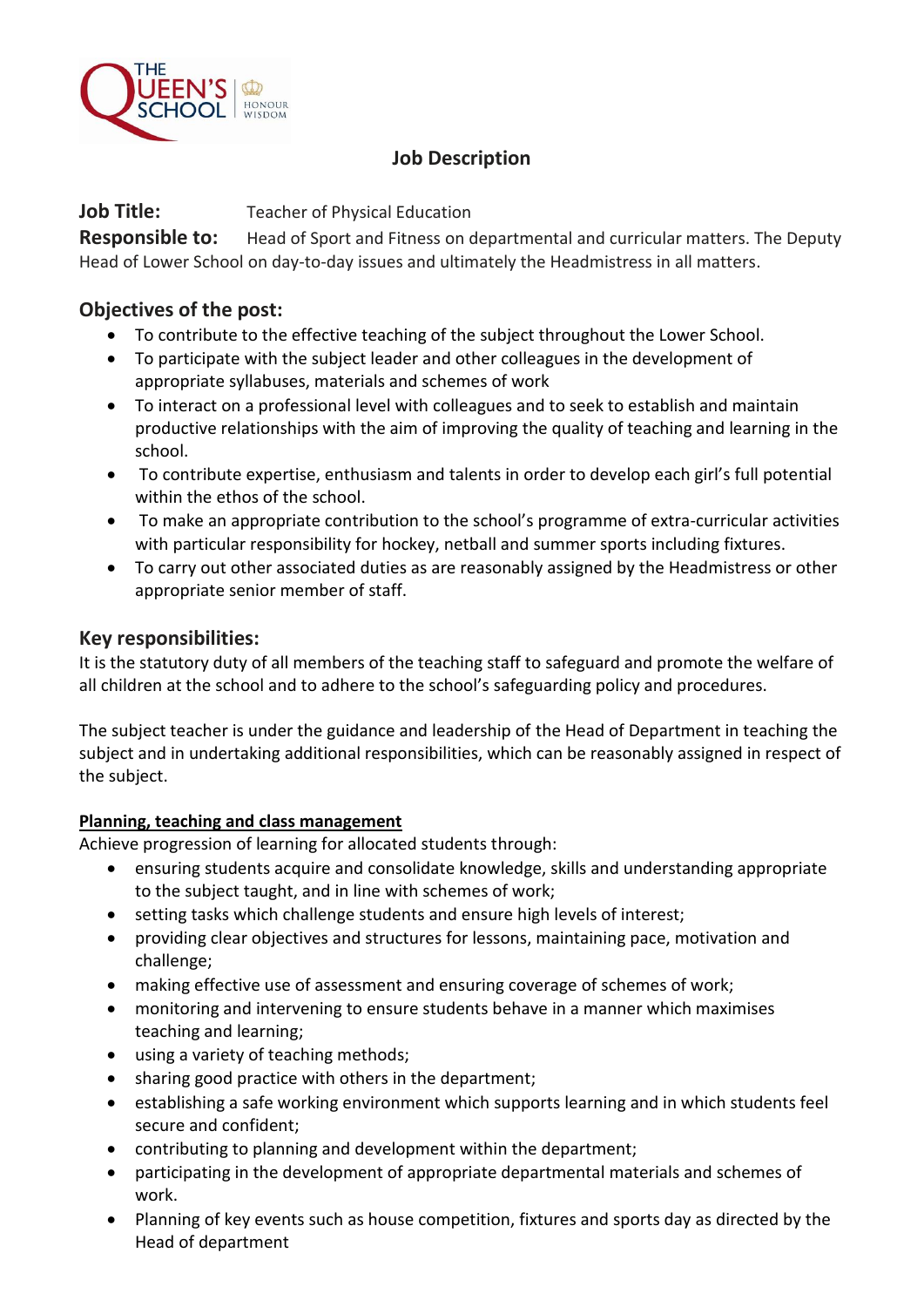## Job Description

**Job Title:** Teacher of Physical Education

**Responsible to:** Head of Sport and Fitness on departmental and curricular matters. The Deputy Head of Lower School on day-to-day issues and ultimately the Headmistress in all matters.

### Objectives of the post:

- To contribute to the effective teaching of the subject throughout the Lower School.
- To participate with the subject leader and other colleagues in the development of appropriate syllabuses, materials and schemes of work
- To interact on a professional level with colleagues and to seek to establish and maintain productive relationships with the aim of improving the quality of teaching and learning in the school.
- To contribute expertise, enthusiasm and talents in order to develop each girl's full potential within the ethos of the school.
- To make an appropriate contribution to the school's programme of extra-curricular activities with particular responsibility for hockey, netball and summer sports including fixtures.
- To carry out other associated duties as are reasonably assigned by the Headmistress or other appropriate senior member of staff.

### Key responsibilities:

It is the statutory duty of all members of the teaching staff to safeguard and promote the welfare of all children at the school and to adhere to the school's safeguarding policy and procedures.

The subject teacher is under the guidance and leadership of the Head of Department in teaching the subject and in undertaking additional responsibilities, which can be reasonably assigned in respect of the subject.

**Planning, teaching and class management**

Achieve progression of learning for allocated students through:

- ensuring students acquire and consolidate knowledge, skills and understanding appropriate to the subject taught, and in line with schemes of work;
- setting tasks which challenge students and ensure high levels of interest;
- providing clear objectives and structures for lessons, maintaining pace, motivation and challenge;
- making effective use of assessment and ensuring coverage of schemes of work;
- monitoring and intervening to ensure students behave in a manner which maximises teaching and learning;
- using a variety of teaching methods;
- sharing good practice with others in the department;
- establishing a safe working environment which supports learning and in which students feel secure and confident;
- contributing to planning and development within the department;
- participating in the development of appropriate departmental materials and schemes of work.
- Planning of key events such as house competition, fixtures and sports day as directed by the Head of department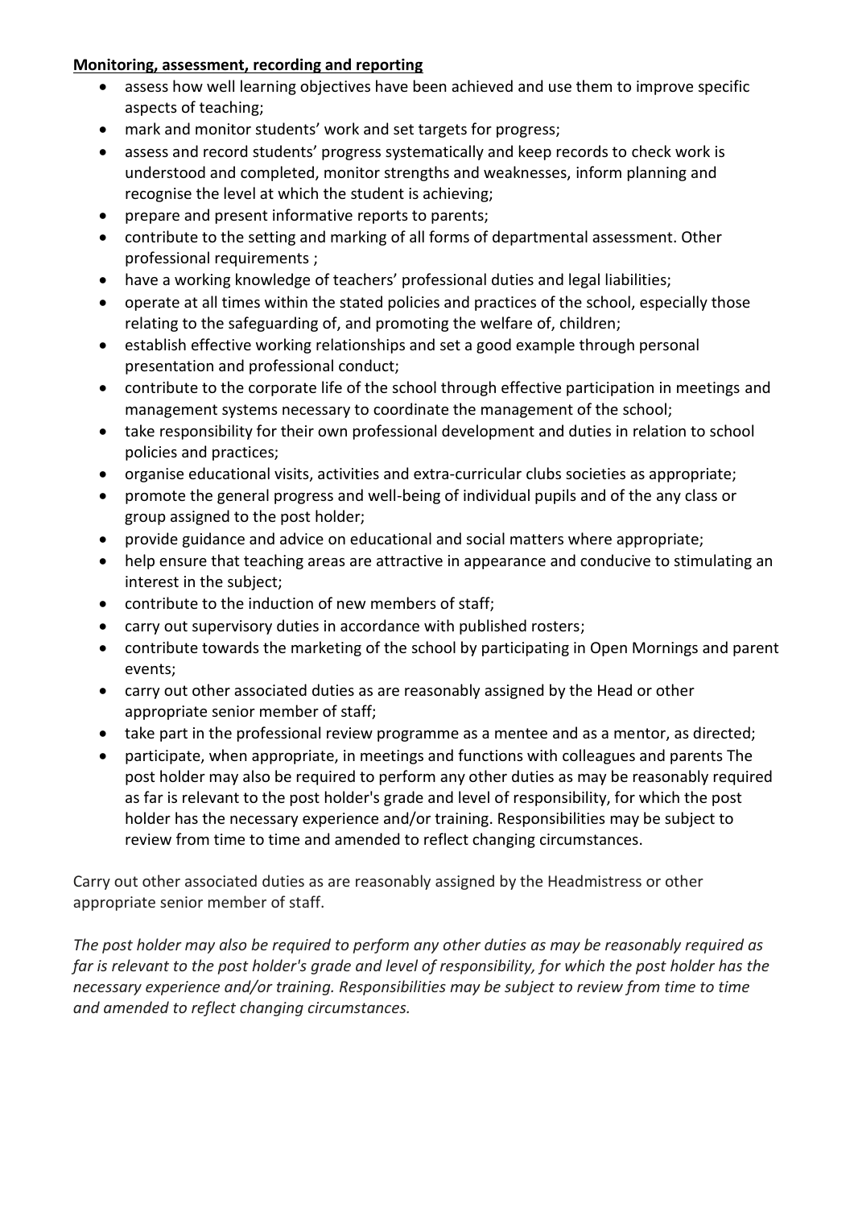**Monitoring, assessment, recording and reporting**

- assess how well learning objectives have been achieved and use them to improve specific aspects of teaching;
- mark and monitor students' work and set targets for progress;
- assess and record students' progress systematically and keep records to check work is understood and completed, monitor strengths and weaknesses, inform planning and recognise the level at which the student is achieving;
- prepare and present informative reports to parents;
- contribute to the setting and marking of all forms of departmental assessment. Other professional requirements ;
- have a working knowledge of teachers' professional duties and legal liabilities;
- operate at all times within the stated policies and practices of the school, especially those relating to the safeguarding of, and promoting the welfare of, children;
- establish effective working relationships and set a good example through personal presentation and professional conduct;
- contribute to the corporate life of the school through effective participation in meetings and management systems necessary to coordinate the management of the school;
- take responsibility for their own professional development and duties in relation to school policies and practices;
- organise educational visits, activities and extra-curricular clubs societies as appropriate;
- promote the general progress and well-being of individual pupils and of the any class or group assigned to the post holder;
- provide guidance and advice on educational and social matters where appropriate;
- help ensure that teaching areas are attractive in appearance and conducive to stimulating an interest in the subject;
- contribute to the induction of new members of staff;
- carry out supervisory duties in accordance with published rosters;
- contribute towards the marketing of the school by participating in Open Mornings and parent events;
- carry out other associated duties as are reasonably assigned by the Head or other appropriate senior member of staff;
- take part in the professional review programme as a mentee and as a mentor, as directed;
- participate, when appropriate, in meetings and functions with colleagues and parents The post holder may also be required to perform any other duties as may be reasonably required as far is relevant to the post holder's grade and level of responsibility, for which the post holder has the necessary experience and/or training. Responsibilities may be subject to review from time to time and amended to reflect changing circumstances.

Carry out other associated duties as are reasonably assigned by the Headmistress or other appropriate senior member of staff.

*The post holder may also be required to perform any other duties as may be reasonably required as far is relevant to the post holder's grade and level of responsibility, for which the post holder has the necessary experience and/or training. Responsibilities may be subject to review from time to time and amended to reflect changing circumstances.*